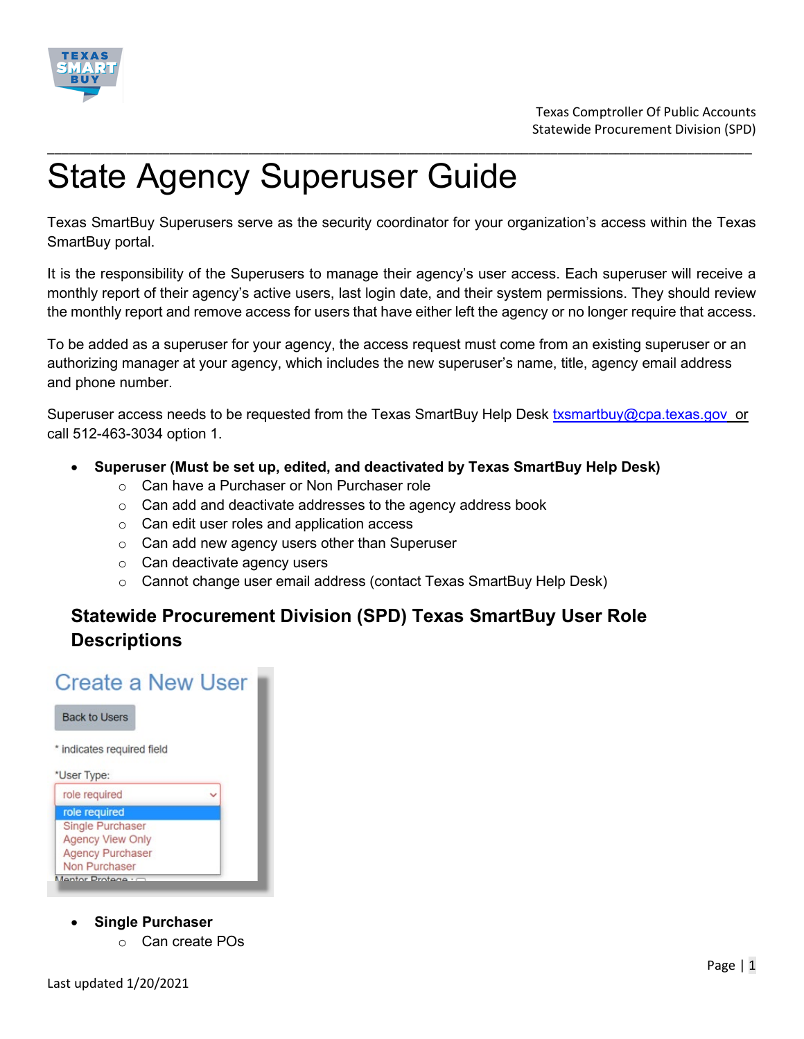# State Agency Superuser Guide

Texas SmartBuy Superusers serve as the security coordinator for your organization's access within the Texas SmartBuy portal.

It is the responsibility of the Superusers to manage their agency's user access. Each superuser will receive a monthly report of their agency's active users, last login date, and their system permissions. They should review the monthly report and remove access for users that have either left the agency or no longer require that access.

To be added as a superuser for your agency, the access request must come from an existing superuser or an authorizing manager at your agency, which includes the new superuser's name, title, agency email address and phone number.

Superuser access needs to be requested from the Texas SmartBuy Help Desk txsmartbuy@cpa.texas.gov or call 512-463-3034 option 1.

- **Superuser (Must be set up, edited, and deactivated by Texas SmartBuy Help Desk)**
  - Can have a Purchaser or Non Purchaser role
  - Can add and deactivate addresses to the agency address book
  - Can edit user roles and application access
  - Can add new agency users other than Superuser
  - Can deactivate agency users
  - Cannot change user email address (contact Texas SmartBuy Help Desk)

## Statewide Procurement Division (SPD) Texas SmartBuy User Role Descriptions

- **Single Purchaser**
  - Can create POs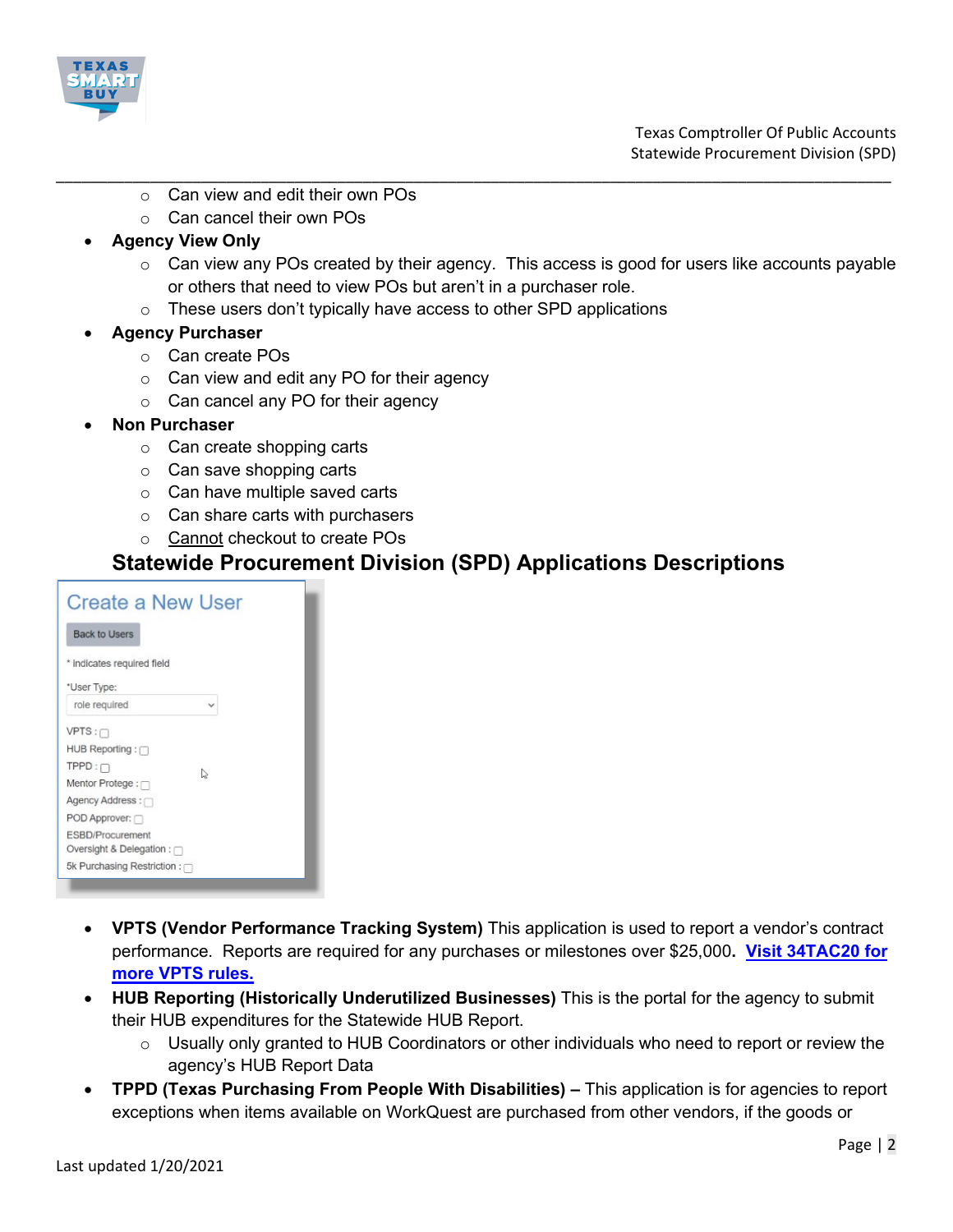- Can view and edit their own POs
  - Can cancel their own POs
- **Agency View Only**
  - Can view any POs created by their agency. This access is good for users like accounts payable or others that need to view POs but aren't in a purchaser role.
  - These users don't typically have access to other SPD applications
- **Agency Purchaser**
  - Can create POs
  - Can view and edit any PO for their agency
  - Can cancel any PO for their agency
- **Non Purchaser**
  - Can create shopping carts
  - Can save shopping carts
  - Can have multiple saved carts
  - Can share carts with purchasers
  - <u>Cannot</u> checkout to create POs

## Statewide Procurement Division (SPD) Applications Descriptions

- **VPTS (Vendor Performance Tracking System)** This application is used to report a vendor's contract performance. Reports are required for any purchases or milestones over $25,000. **[Visit 34TAC20 for more VPTS rules.]()**
- **HUB Reporting (Historically Underutilized Businesses)** This is the portal for the agency to submit their HUB expenditures for the Statewide HUB Report.
  - Usually only granted to HUB Coordinators or other individuals who need to report or review the agency's HUB Report Data
- **TPPD (Texas Purchasing From People With Disabilities) –** This application is for agencies to report exceptions when items available on WorkQuest are purchased from other vendors, if the goods or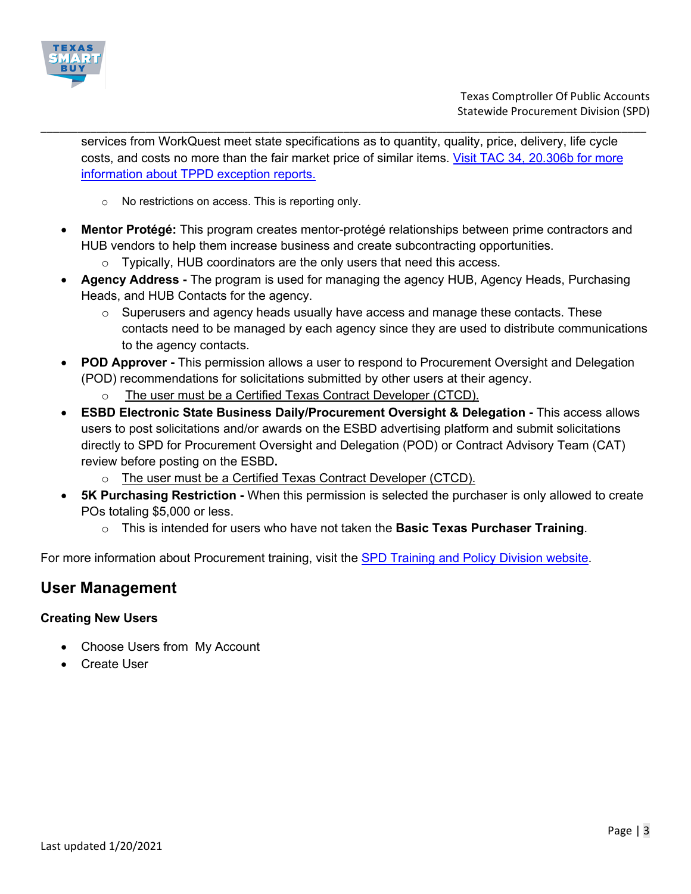services from WorkQuest meet state specifications as to quantity, quality, price, delivery, life cycle costs, and costs no more than the fair market price of similar items. [Visit TAC 34, 20.306b for more information about TPPD exception reports.]()

  - No restrictions on access. This is reporting only.

- **Mentor Protégé:** This program creates mentor-protégé relationships between prime contractors and HUB vendors to help them increase business and create subcontracting opportunities.
  - Typically, HUB coordinators are the only users that need this access.
- **Agency Address -** The program is used for managing the agency HUB, Agency Heads, Purchasing Heads, and HUB Contacts for the agency.
  - Superusers and agency heads usually have access and manage these contacts. These contacts need to be managed by each agency since they are used to distribute communications to the agency contacts.
- **POD Approver -** This permission allows a user to respond to Procurement Oversight and Delegation (POD) recommendations for solicitations submitted by other users at their agency.
  - The user must be a Certified Texas Contract Developer (CTCD).
- **ESBD Electronic State Business Daily/Procurement Oversight & Delegation -** This access allows users to post solicitations and/or awards on the ESBD advertising platform and submit solicitations directly to SPD for Procurement Oversight and Delegation (POD) or Contract Advisory Team (CAT) review before posting on the ESBD**.**
  - The user must be a Certified Texas Contract Developer (CTCD).
- **5K Purchasing Restriction -** When this permission is selected the purchaser is only allowed to create POs totaling $5,000 or less.
  - This is intended for users who have not taken the **Basic Texas Purchaser Training**.

For more information about Procurement training, visit the [SPD Training and Policy Division website]().

## User Management

### Creating New Users

- Choose Users from My Account
- Create User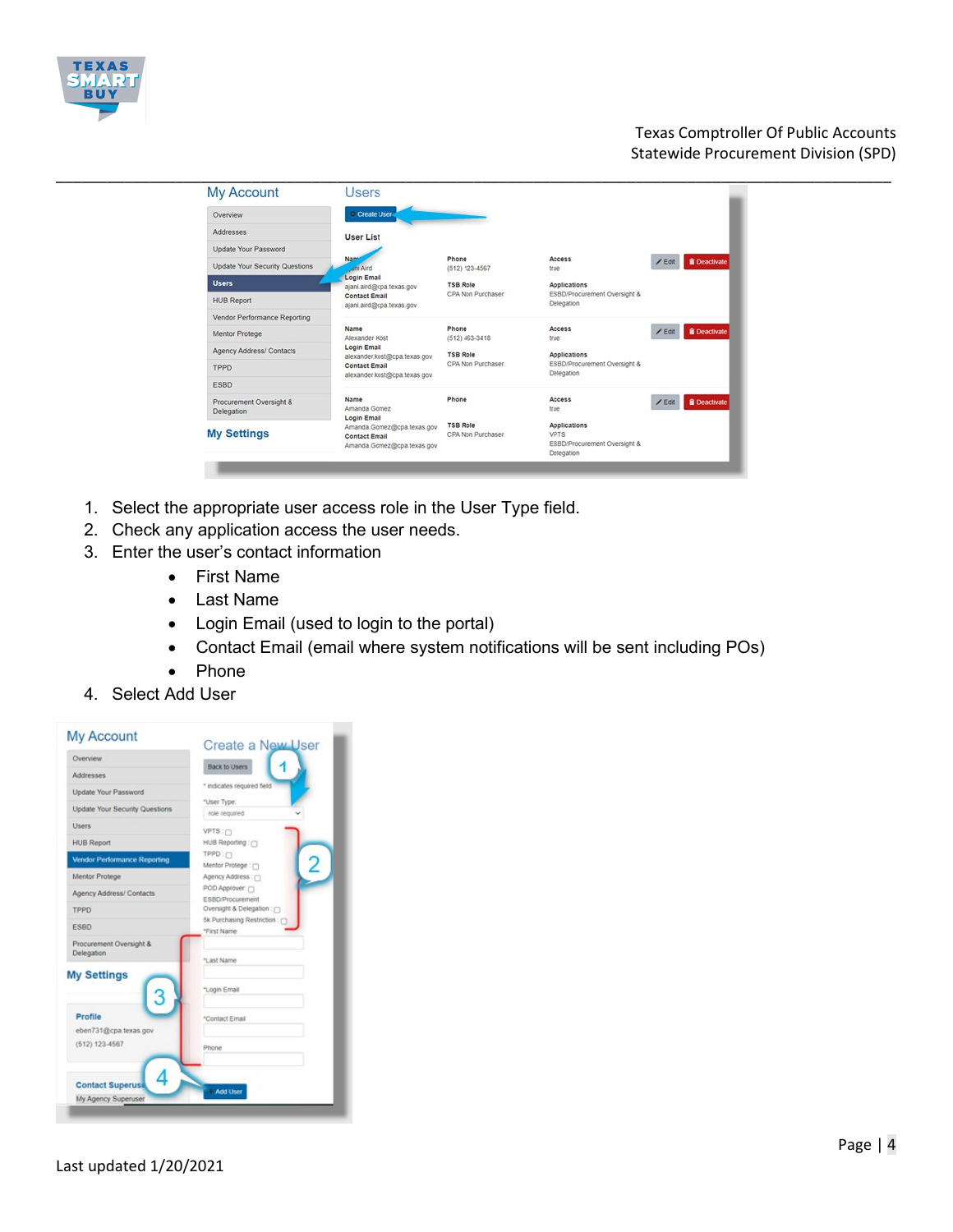1. Select the appropriate user access role in the User Type field.
2. Check any application access the user needs.
3. Enter the user's contact information
    - First Name
    - Last Name
    - Login Email (used to login to the portal)
    - Contact Email (email where system notifications will be sent including POs)
    - Phone
4. Select Add User

Last updated 1/20/2021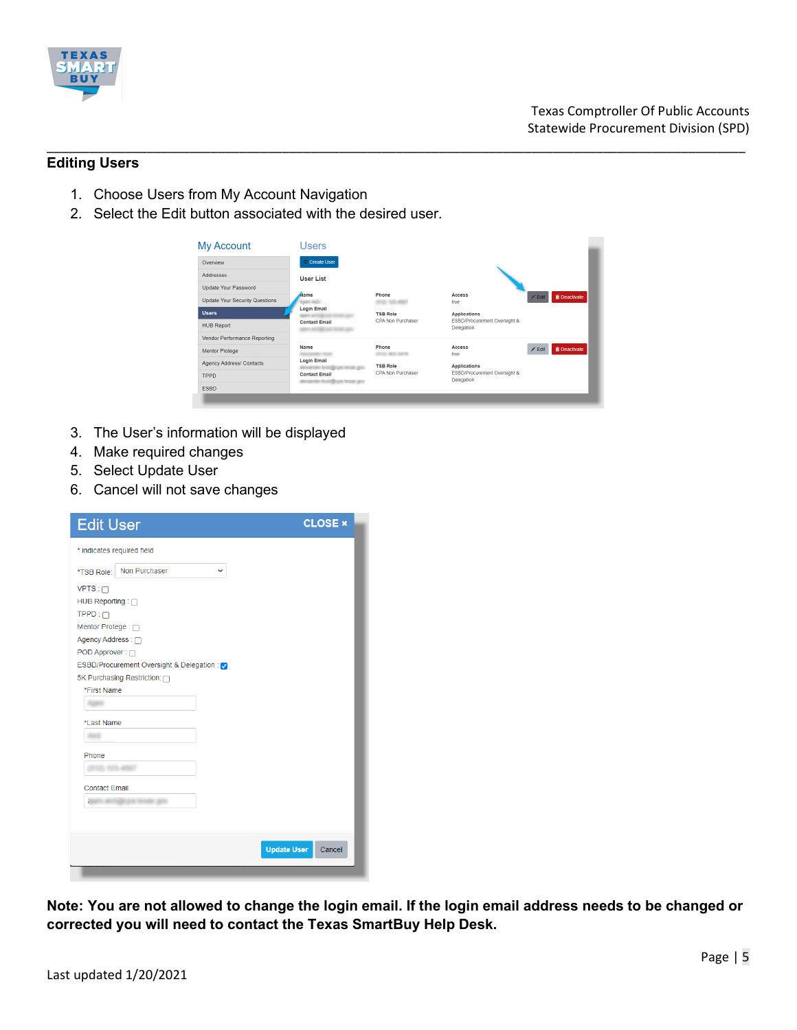## Editing Users

1. Choose Users from My Account Navigation
2. Select the Edit button associated with the desired user.
3. The User's information will be displayed
4. Make required changes
5. Select Update User
6. Cancel will not save changes

**Note: You are not allowed to change the login email. If the login email address needs to be changed or corrected you will need to contact the Texas SmartBuy Help Desk.**

Last updated 1/20/2021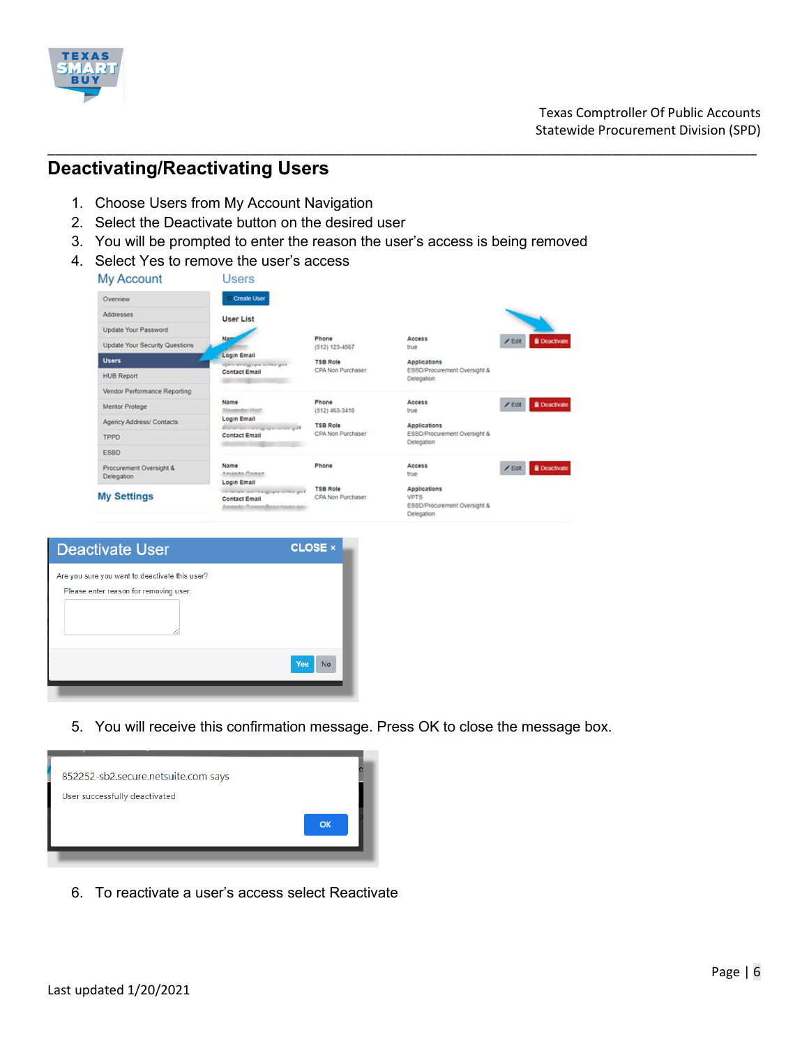## Deactivating/Reactivating Users

1. Choose Users from My Account Navigation
2. Select the Deactivate button on the desired user
3. You will be prompted to enter the reason the user's access is being removed
4. Select Yes to remove the user's access

5. You will receive this confirmation message. Press OK to close the message box.

6. To reactivate a user's access select Reactivate

Last updated 1/20/2021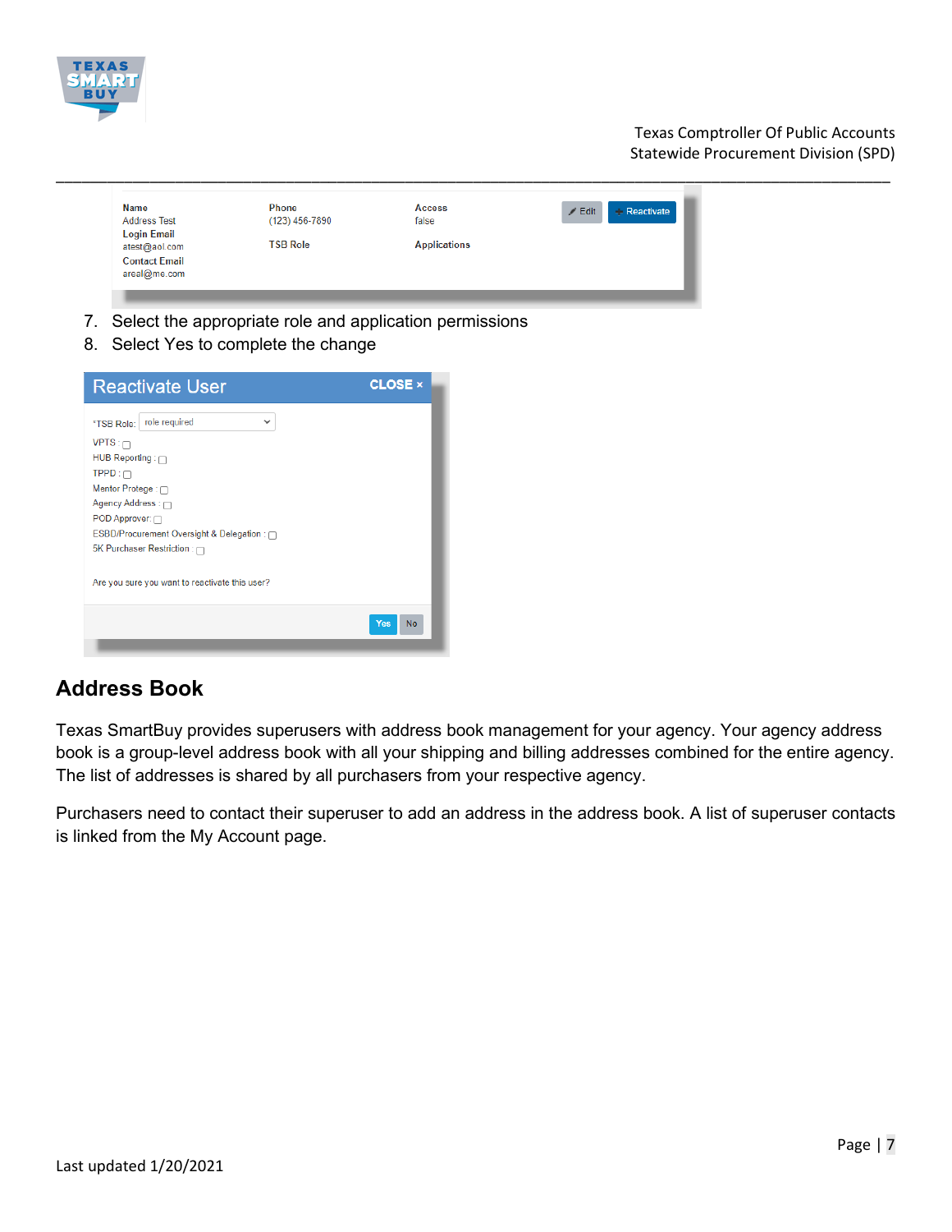7. Select the appropriate role and application permissions
8. Select Yes to complete the change

## Address Book

Texas SmartBuy provides superusers with address book management for your agency. Your agency address book is a group-level address book with all your shipping and billing addresses combined for the entire agency. The list of addresses is shared by all purchasers from your respective agency.

Purchasers need to contact their superuser to add an address in the address book. A list of superuser contacts is linked from the My Account page.

Last updated 1/20/2021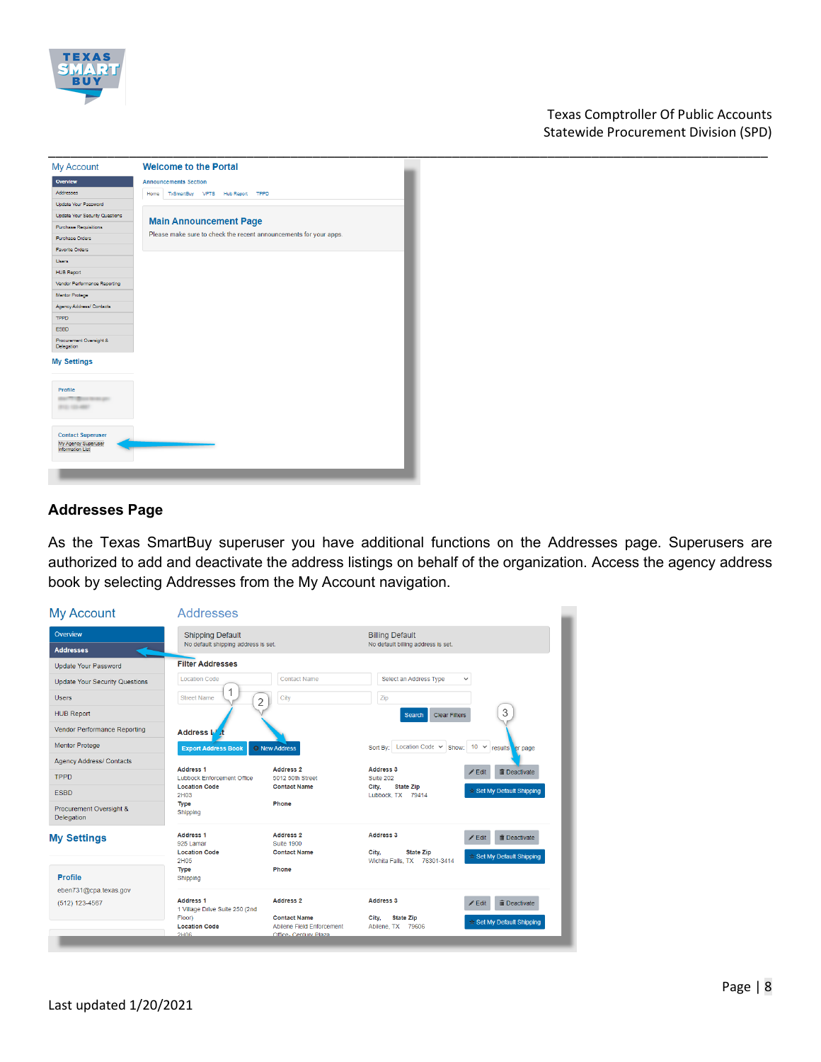## Addresses Page

As the Texas SmartBuy superuser you have additional functions on the Addresses page. Superusers are authorized to add and deactivate the address listings on behalf of the organization. Access the agency address book by selecting Addresses from the My Account navigation.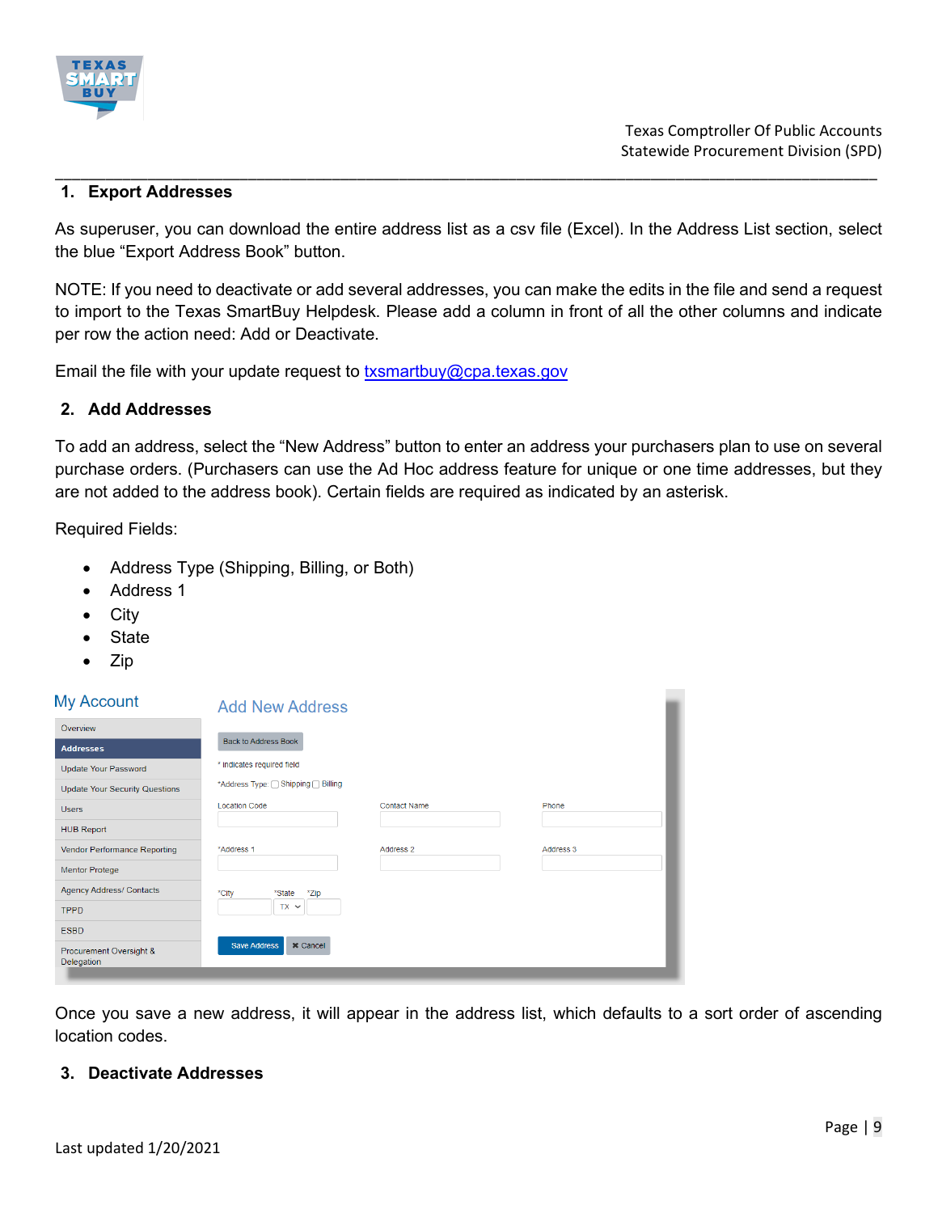## 1. Export Addresses

As superuser, you can download the entire address list as a csv file (Excel). In the Address List section, select the blue "Export Address Book" button.

NOTE: If you need to deactivate or add several addresses, you can make the edits in the file and send a request to import to the Texas SmartBuy Helpdesk. Please add a column in front of all the other columns and indicate per row the action need: Add or Deactivate.

Email the file with your update request to txsmartbuy@cpa.texas.gov

## 2. Add Addresses

To add an address, select the "New Address" button to enter an address your purchasers plan to use on several purchase orders. (Purchasers can use the Ad Hoc address feature for unique or one time addresses, but they are not added to the address book). Certain fields are required as indicated by an asterisk.

Required Fields:

- Address Type (Shipping, Billing, or Both)
- Address 1
- City
- State
- Zip

Once you save a new address, it will appear in the address list, which defaults to a sort order of ascending location codes.

## 3. Deactivate Addresses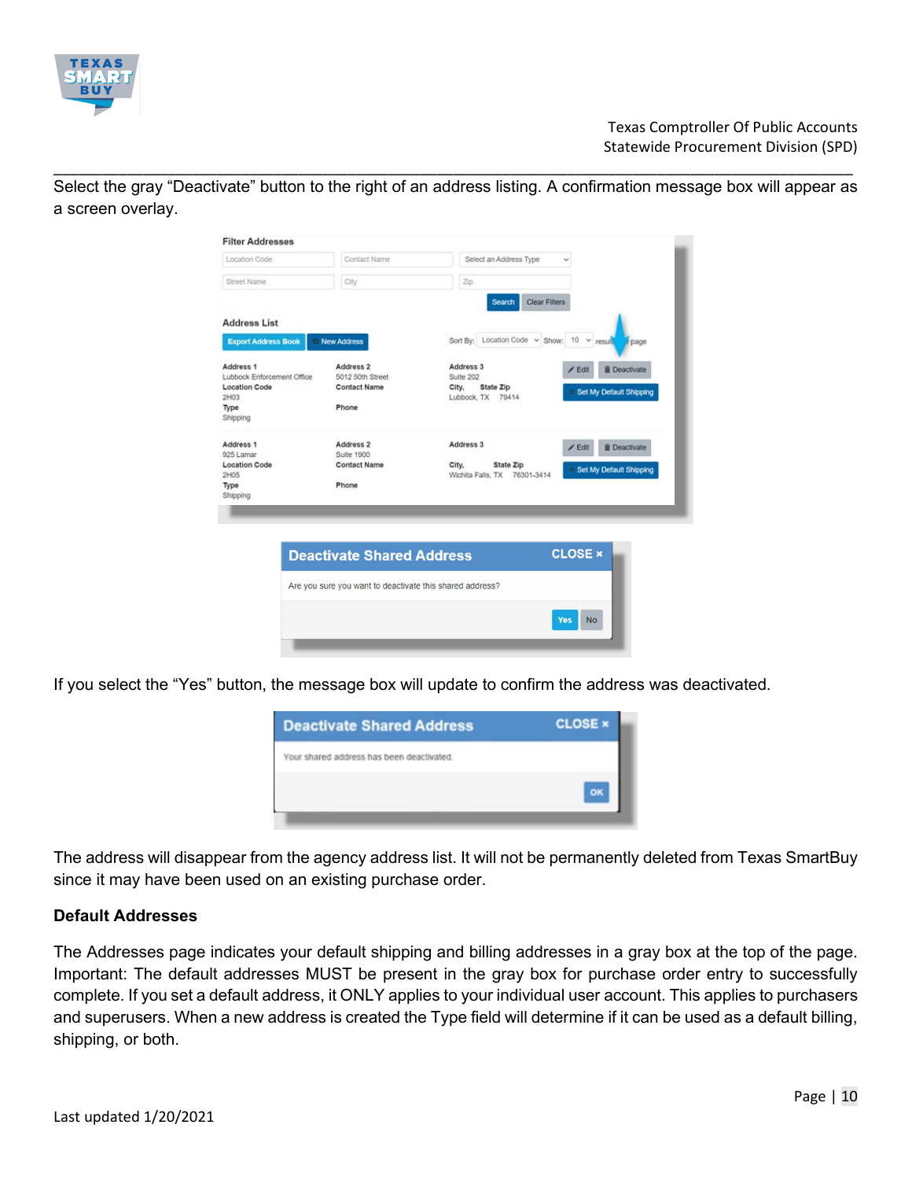Select the gray "Deactivate" button to the right of an address listing. A confirmation message box will appear as a screen overlay.

If you select the "Yes" button, the message box will update to confirm the address was deactivated.

The address will disappear from the agency address list. It will not be permanently deleted from Texas SmartBuy since it may have been used on an existing purchase order.

**Default Addresses**

The Addresses page indicates your default shipping and billing addresses in a gray box at the top of the page. Important: The default addresses MUST be present in the gray box for purchase order entry to successfully complete. If you set a default address, it ONLY applies to your individual user account. This applies to purchasers and superusers. When a new address is created the Type field will determine if it can be used as a default billing, shipping, or both.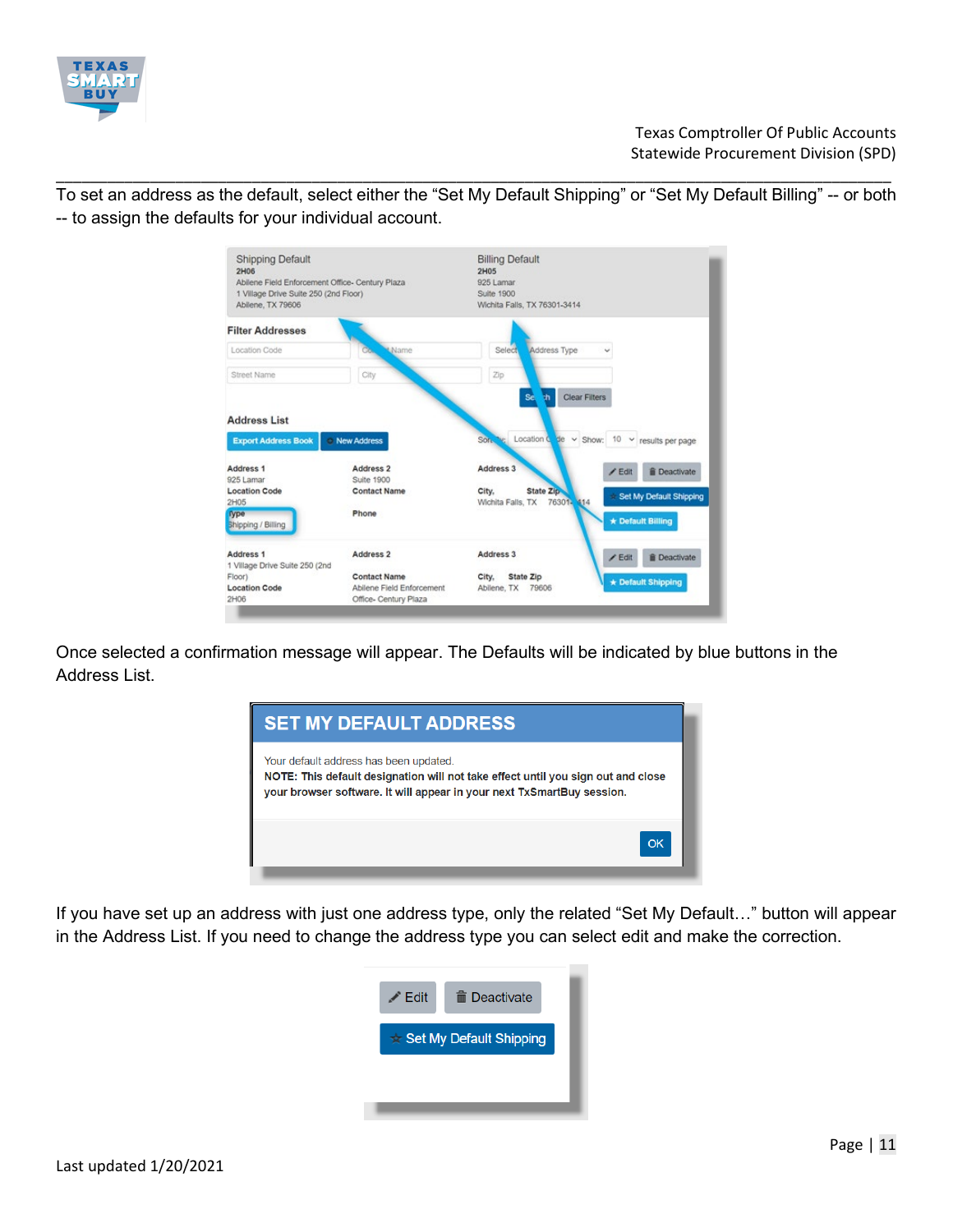To set an address as the default, select either the “Set My Default Shipping” or “Set My Default Billing” -- or both -- to assign the defaults for your individual account.

Once selected a confirmation message will appear. The Defaults will be indicated by blue buttons in the Address List.

If you have set up an address with just one address type, only the related “Set My Default…” button will appear in the Address List. If you need to change the address type you can select edit and make the correction.

Last updated 1/20/2021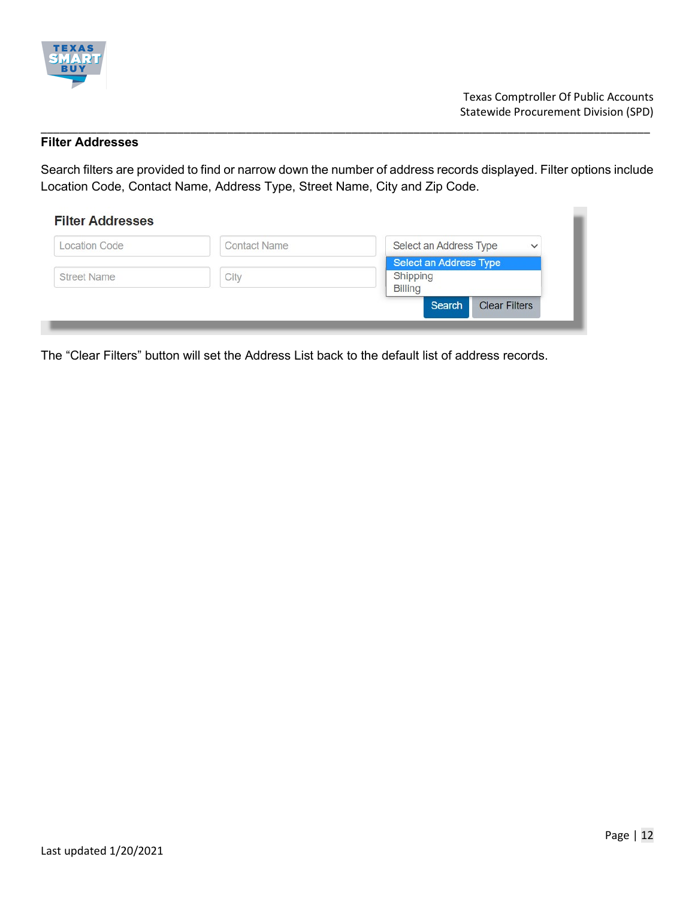## Filter Addresses

Search filters are provided to find or narrow down the number of address records displayed. Filter options include Location Code, Contact Name, Address Type, Street Name, City and Zip Code.

Filter Addresses

Location Code

Contact Name

Select an Address Type

Select an Address Type

Shipping

Billing

Street Name

City

Search

Clear Filters

The “Clear Filters” button will set the Address List back to the default list of address records.

Last updated 1/20/2021